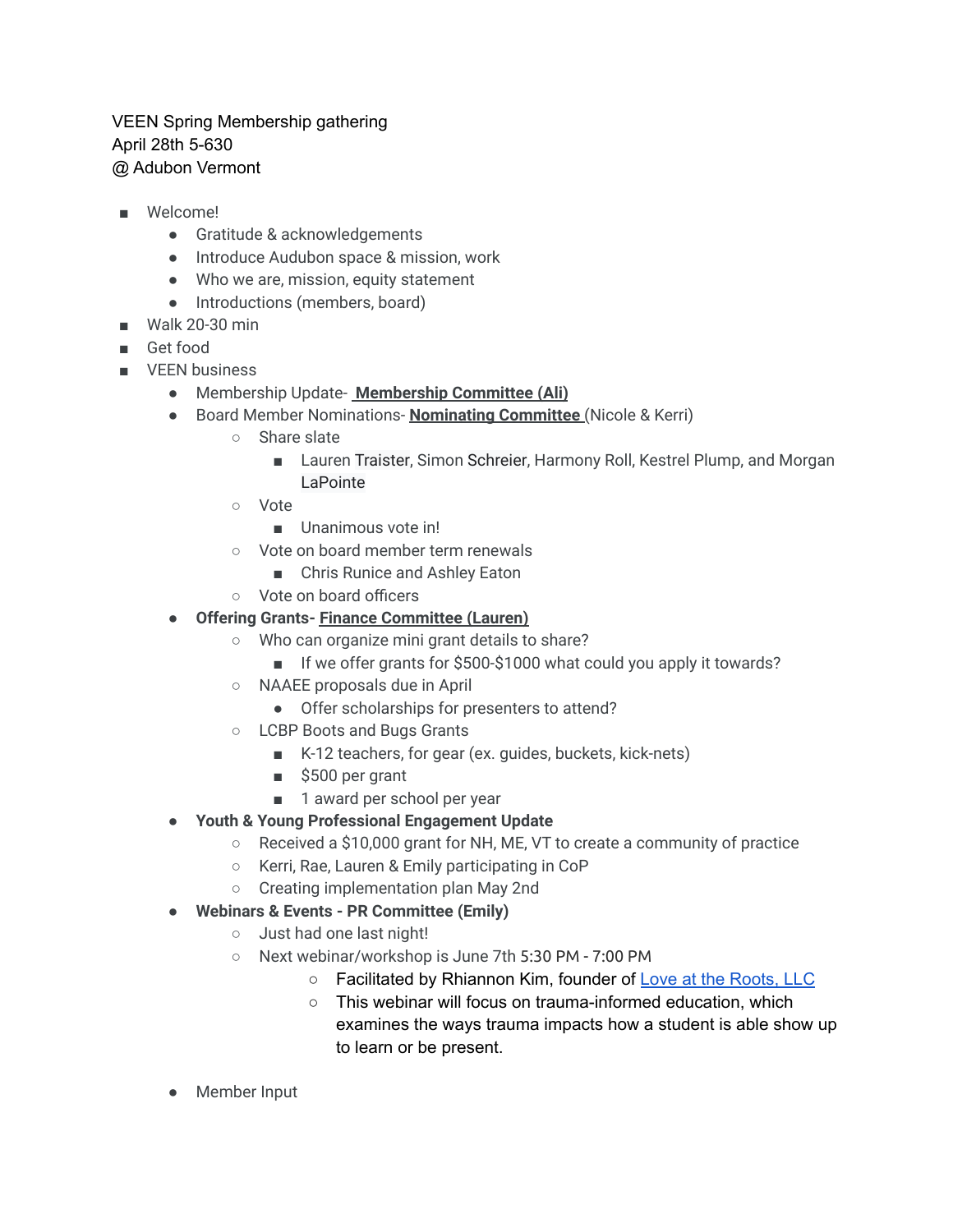VEEN Spring Membership gathering
April 28th 5-630
@ Adubon Vermont

- Welcome!
  - Gratitude & acknowledgements
  - Introduce Audubon space & mission, work
  - Who we are, mission, equity statement
  - Introductions (members, board)
- Walk 20-30 min
- Get food
- VEEN business
  - Membership Update- **Membership Committee (Ali)**
  - Board Member Nominations- **Nominating Committee** (Nicole & Kerri)
    - Share slate
      - Lauren Traister, Simon Schreier, Harmony Roll, Kestrel Plump, and Morgan LaPointe
    - Vote
      - Unanimous vote in!
    - Vote on board member term renewals
      - Chris Runice and Ashley Eaton
    - Vote on board officers
  - **Offering Grants- Finance Committee (Lauren)**
    - Who can organize mini grant details to share?
      - If we offer grants for $500-$1000 what could you apply it towards?
    - NAAEE proposals due in April
      - Offer scholarships for presenters to attend?
    - LCBP Boots and Bugs Grants
      - K-12 teachers, for gear (ex. guides, buckets, kick-nets)
      - $500 per grant
      - 1 award per school per year
  - **Youth & Young Professional Engagement Update**
    - Received a $10,000 grant for NH, ME, VT to create a community of practice
    - Kerri, Rae, Lauren & Emily participating in CoP
    - Creating implementation plan May 2nd
  - **Webinars & Events - PR Committee (Emily)**
    - Just had one last night!
    - Next webinar/workshop is June 7th 5:30 PM - 7:00 PM
      - Facilitated by Rhiannon Kim, founder of Love at the Roots, LLC
      - This webinar will focus on trauma-informed education, which examines the ways trauma impacts how a student is able show up to learn or be present.
  - Member Input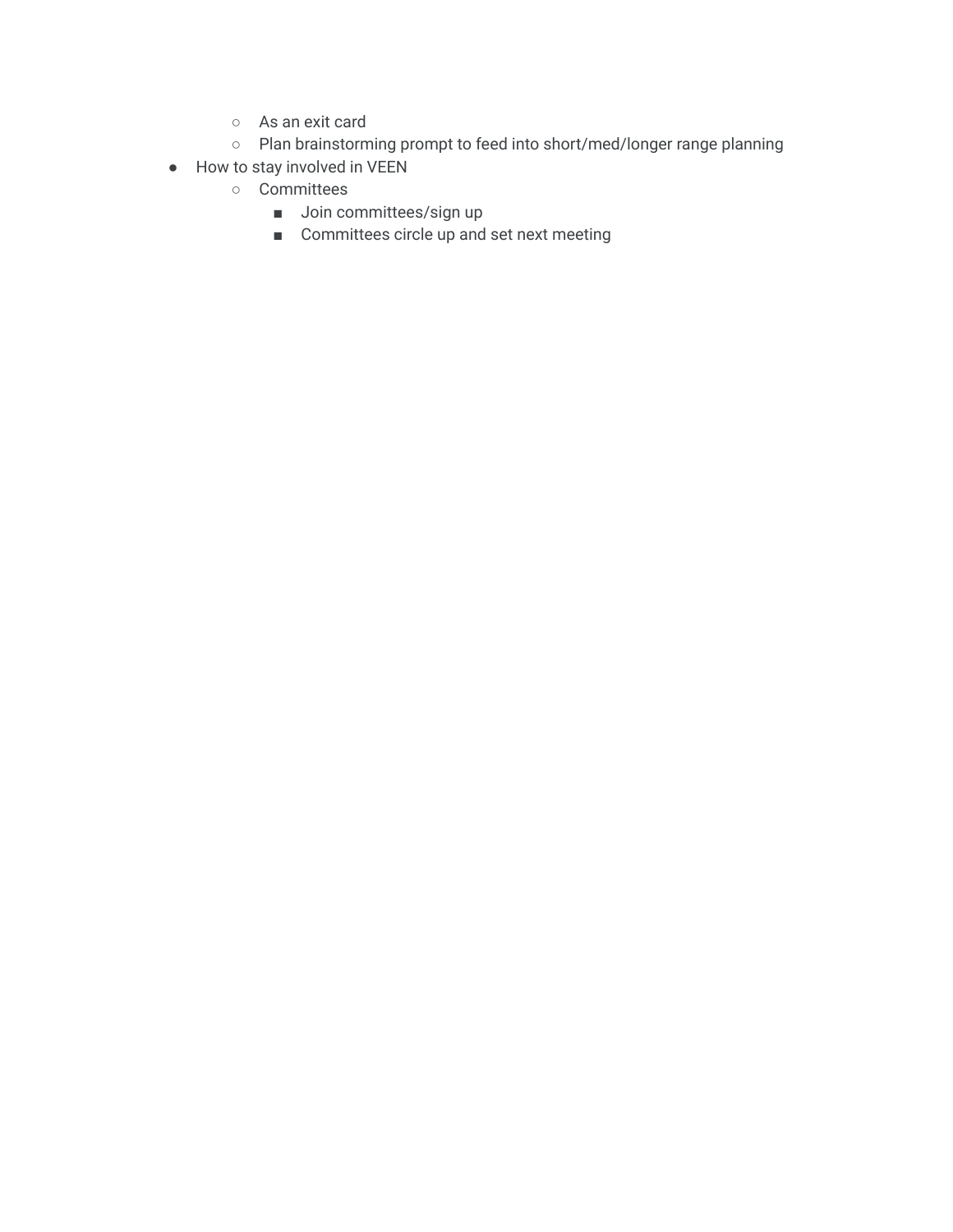- As an exit card
    - Plan brainstorming prompt to feed into short/med/longer range planning
- How to stay involved in VEEN
    - Committees
        - Join committees/sign up
        - Committees circle up and set next meeting